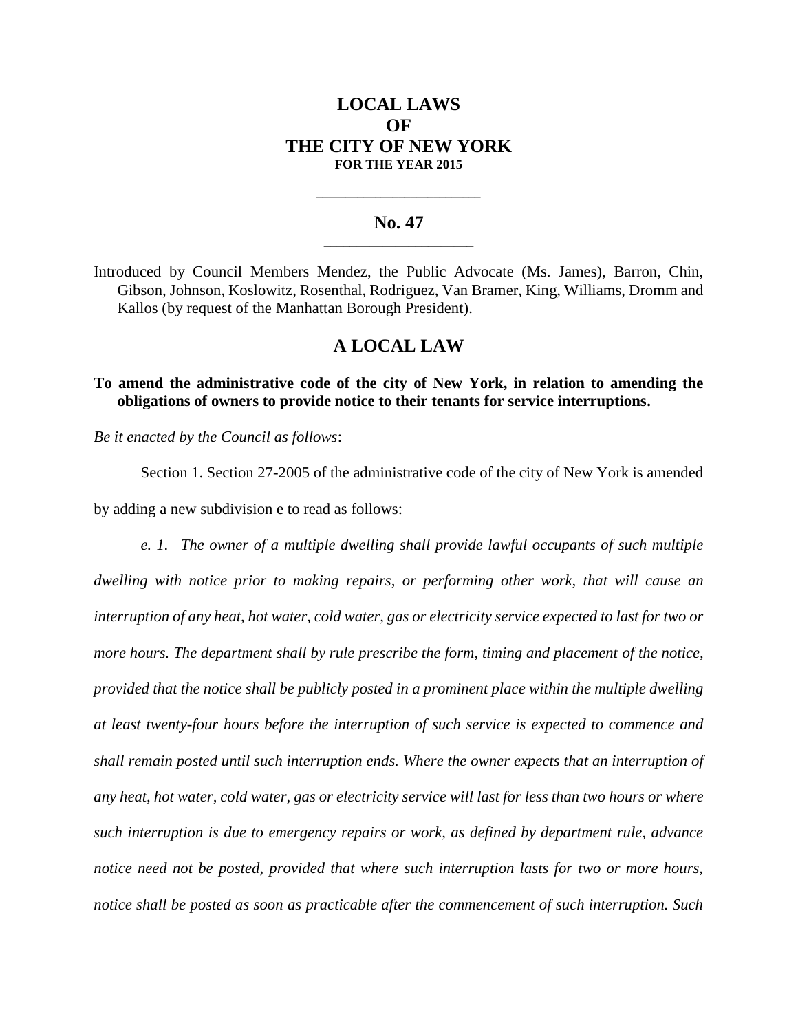# LOCAL LAWS
# OF
# THE CITY OF NEW YORK
### FOR THE YEAR 2015

---

## No. 47

---

Introduced by Council Members Mendez, the Public Advocate (Ms. James), Barron, Chin, Gibson, Johnson, Koslowitz, Rosenthal, Rodriguez, Van Bramer, King, Williams, Dromm and Kallos (by request of the Manhattan Borough President).

## A LOCAL LAW

**To amend the administrative code of the city of New York, in relation to amending the obligations of owners to provide notice to their tenants for service interruptions.**

*Be it enacted by the Council as follows*:

Section 1. Section 27-2005 of the administrative code of the city of New York is amended by adding a new subdivision e to read as follows:

*e. 1. The owner of a multiple dwelling shall provide lawful occupants of such multiple dwelling with notice prior to making repairs, or performing other work, that will cause an interruption of any heat, hot water, cold water, gas or electricity service expected to last for two or more hours. The department shall by rule prescribe the form, timing and placement of the notice, provided that the notice shall be publicly posted in a prominent place within the multiple dwelling at least twenty-four hours before the interruption of such service is expected to commence and shall remain posted until such interruption ends. Where the owner expects that an interruption of any heat, hot water, cold water, gas or electricity service will last for less than two hours or where such interruption is due to emergency repairs or work, as defined by department rule, advance notice need not be posted, provided that where such interruption lasts for two or more hours, notice shall be posted as soon as practicable after the commencement of such interruption. Such*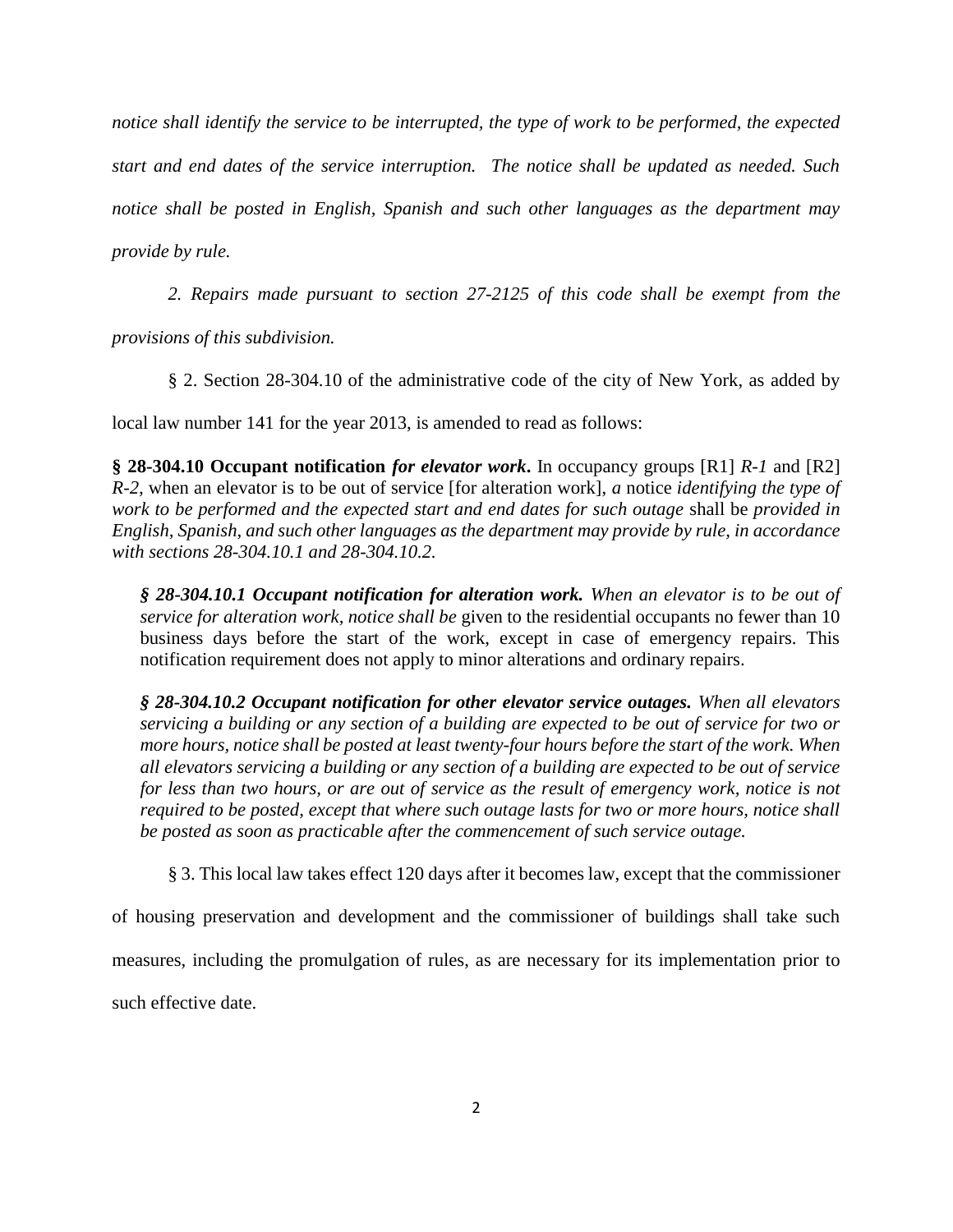*notice shall identify the service to be interrupted, the type of work to be performed, the expected start and end dates of the service interruption. The notice shall be updated as needed. Such notice shall be posted in English, Spanish and such other languages as the department may provide by rule.*

*2. Repairs made pursuant to section 27-2125 of this code shall be exempt from the provisions of this subdivision.*

§ 2. Section 28-304.10 of the administrative code of the city of New York, as added by local law number 141 for the year 2013, is amended to read as follows:

**§ 28-304.10 Occupant notification *for elevator work*.** In occupancy groups [R1] *R-1* and [R2] *R-2*, when an elevator is to be out of service [for alteration work], *a* notice *identifying the type of work to be performed and the expected start and end dates for such outage* shall be *provided in English, Spanish, and such other languages as the department may provide by rule, in accordance with sections 28-304.10.1 and 28-304.10.2.*

***§ 28-304.10.1 Occupant notification for alteration work.*** *When an elevator is to be out of service for alteration work, notice shall be* given to the residential occupants no fewer than 10 business days before the start of the work, except in case of emergency repairs. This notification requirement does not apply to minor alterations and ordinary repairs.

***§ 28-304.10.2 Occupant notification for other elevator service outages.*** *When all elevators servicing a building or any section of a building are expected to be out of service for two or more hours, notice shall be posted at least twenty-four hours before the start of the work. When all elevators servicing a building or any section of a building are expected to be out of service for less than two hours, or are out of service as the result of emergency work, notice is not required to be posted, except that where such outage lasts for two or more hours, notice shall be posted as soon as practicable after the commencement of such service outage.*

§ 3. This local law takes effect 120 days after it becomes law, except that the commissioner of housing preservation and development and the commissioner of buildings shall take such measures, including the promulgation of rules, as are necessary for its implementation prior to such effective date.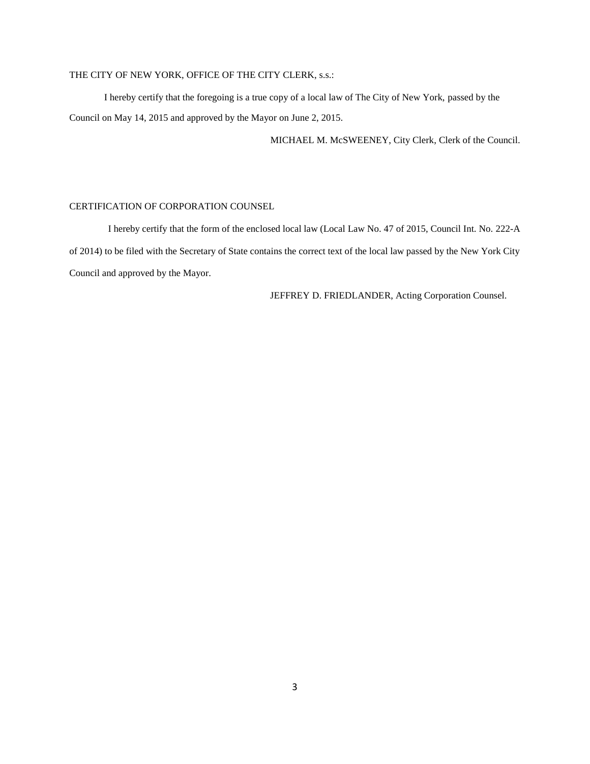THE CITY OF NEW YORK, OFFICE OF THE CITY CLERK, s.s.:

I hereby certify that the foregoing is a true copy of a local law of The City of New York, passed by the Council on May 14, 2015 and approved by the Mayor on June 2, 2015.

MICHAEL M. McSWEENEY, City Clerk, Clerk of the Council.

CERTIFICATION OF CORPORATION COUNSEL

I hereby certify that the form of the enclosed local law (Local Law No. 47 of 2015, Council Int. No. 222-A of 2014) to be filed with the Secretary of State contains the correct text of the local law passed by the New York City Council and approved by the Mayor.

JEFFREY D. FRIEDLANDER, Acting Corporation Counsel.